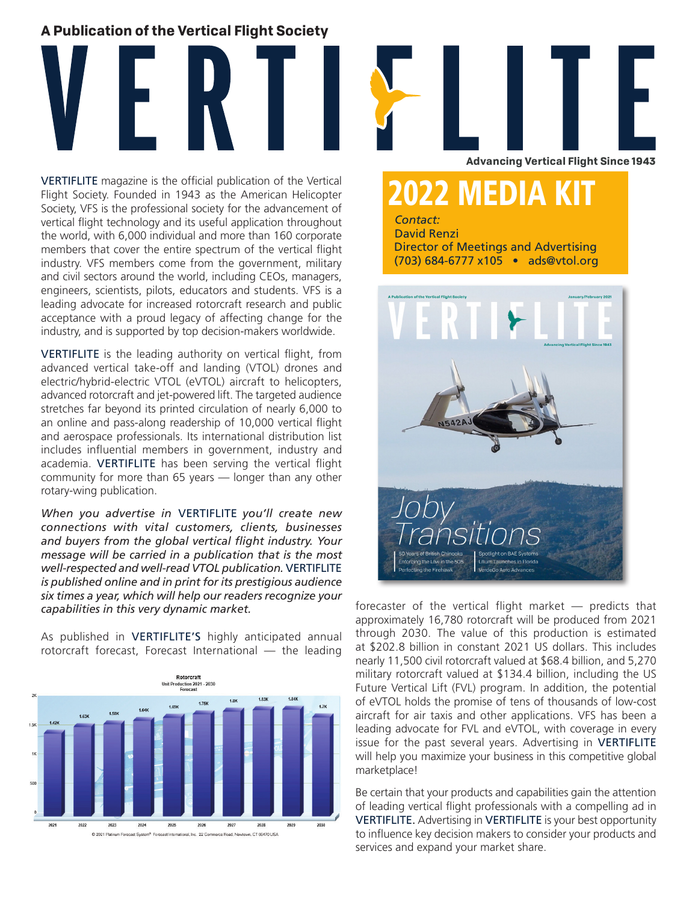A Publication of the Vertical Flight Society

# VERTIFLITE

Advancing Vertical Flight Since 1943

## 2022 MEDIA KIT

*Contact:*
David Renzi
Director of Meetings and Advertising
(703) 684-6777 x105 • ads@vtol.org

VERTIFLITE magazine is the official publication of the Vertical Flight Society. Founded in 1943 as the American Helicopter Society, VFS is the professional society for the advancement of vertical flight technology and its useful application throughout the world, with 6,000 individual and more than 160 corporate members that cover the entire spectrum of the vertical flight industry. VFS members come from the government, military and civil sectors around the world, including CEOs, managers, engineers, scientists, pilots, educators and students. VFS is a leading advocate for increased rotorcraft research and public acceptance with a proud legacy of affecting change for the industry, and is supported by top decision-makers worldwide.

VERTIFLITE is the leading authority on vertical flight, from advanced vertical take-off and landing (VTOL) drones and electric/hybrid-electric VTOL (eVTOL) aircraft to helicopters, advanced rotorcraft and jet-powered lift. The targeted audience stretches far beyond its printed circulation of nearly 6,000 to an online and pass-along readership of 10,000 vertical flight and aerospace professionals. Its international distribution list includes influential members in government, industry and academia. VERTIFLITE has been serving the vertical flight community for more than 65 years — longer than any other rotary-wing publication.

*When you advertise in VERTIFLITE you'll create new connections with vital customers, clients, businesses and buyers from the global vertical flight industry. Your message will be carried in a publication that is the most well-respected and well-read VTOL publication. VERTIFLITE is published online and in print for its prestigious audience six times a year, which will help our readers recognize your capabilities in this very dynamic market.*

As published in VERTIFLITE'S highly anticipated annual rotorcraft forecast, Forecast International — the leading forecaster of the vertical flight market — predicts that approximately 16,780 rotorcraft will be produced from 2021 through 2030. The value of this production is estimated at $202.8 billion in constant 2021 US dollars. This includes nearly 11,500 civil rotorcraft valued at $68.4 billion, and 5,270 military rotorcraft valued at $134.4 billion, including the US Future Vertical Lift (FVL) program. In addition, the potential of eVTOL holds the promise of tens of thousands of low-cost aircraft for air taxis and other applications. VFS has been a leading advocate for FVL and eVTOL, with coverage in every issue for the past several years. Advertising in VERTIFLITE will help you maximize your business in this competitive global marketplace!

Be certain that your products and capabilities gain the attention of leading vertical flight professionals with a compelling ad in VERTIFLITE. Advertising in VERTIFLITE is your best opportunity to influence key decision makers to consider your products and services and expand your market share.

**Rotorcraft**
Unit Production 2021 - 2030
Forecast

| Year | Units |
|---|---|
| 2021 | 1.42K |
| 2022 | 1.53K |
| 2023 | 1.58K |
| 2024 | 1.64K |
| 2025 | 1.69K |
| 2026 | 1.75K |
| 2027 | 1.8K |
| 2028 | 1.83K |
| 2029 | 1.84K |
| 2030 | 1.7K |

© 2021 Platinum Forecast System® Forecast International, Inc. 22 Commerce Road, Newtown, CT 06470 USA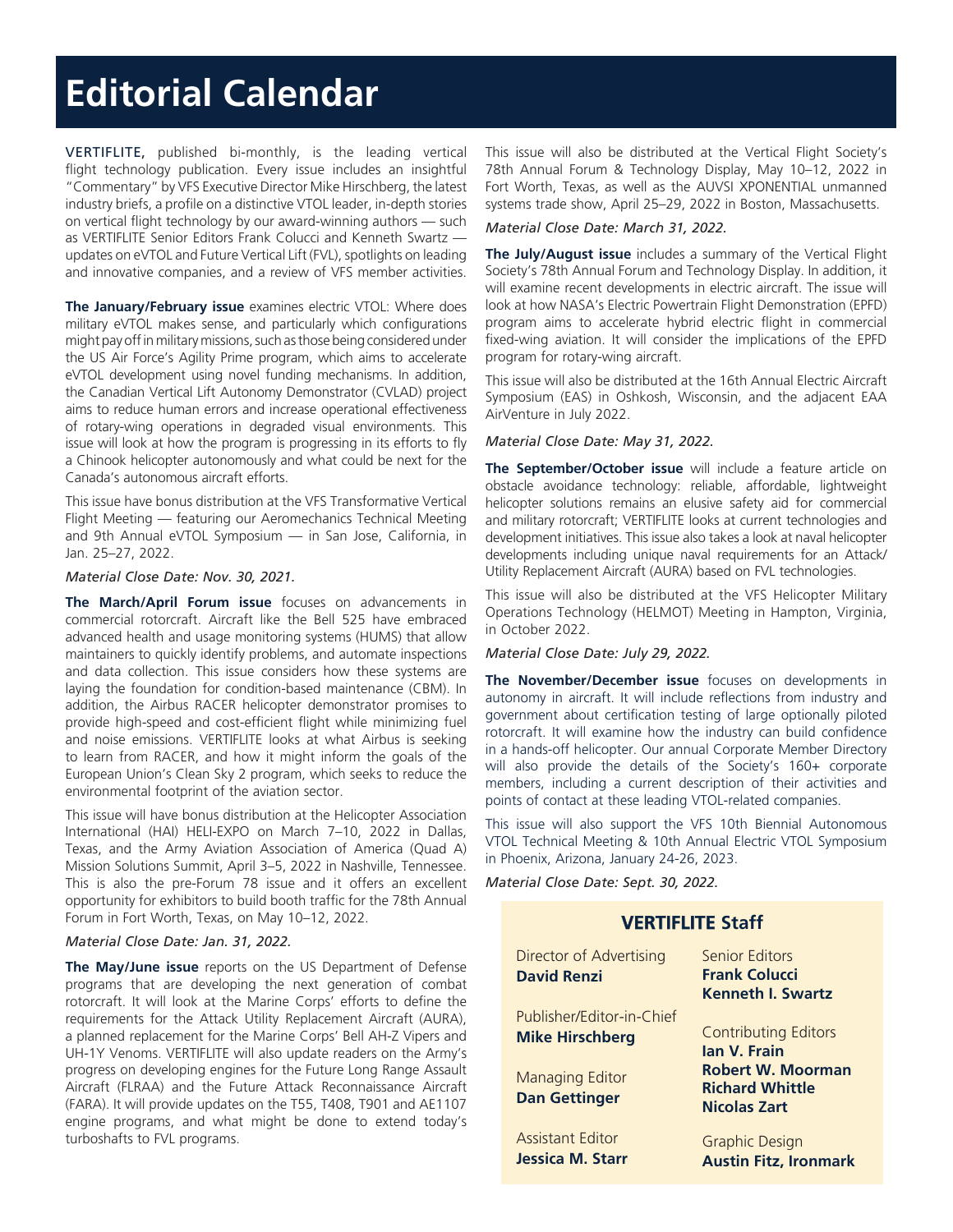# Editorial Calendar

VERTIFLITE, published bi-monthly, is the leading vertical flight technology publication. Every issue includes an insightful "Commentary" by VFS Executive Director Mike Hirschberg, the latest industry briefs, a profile on a distinctive VTOL leader, in-depth stories on vertical flight technology by our award-winning authors — such as VERTIFLITE Senior Editors Frank Colucci and Kenneth Swartz — updates on eVTOL and Future Vertical Lift (FVL), spotlights on leading and innovative companies, and a review of VFS member activities.

**The January/February issue** examines electric VTOL: Where does military eVTOL makes sense, and particularly which configurations might pay off in military missions, such as those being considered under the US Air Force's Agility Prime program, which aims to accelerate eVTOL development using novel funding mechanisms. In addition, the Canadian Vertical Lift Autonomy Demonstrator (CVLAD) project aims to reduce human errors and increase operational effectiveness of rotary-wing operations in degraded visual environments. This issue will look at how the program is progressing in its efforts to fly a Chinook helicopter autonomously and what could be next for the Canada's autonomous aircraft efforts.

This issue have bonus distribution at the VFS Transformative Vertical Flight Meeting — featuring our Aeromechanics Technical Meeting and 9th Annual eVTOL Symposium — in San Jose, California, in Jan. 25–27, 2022.

*Material Close Date: Nov. 30, 2021.*

**The March/April Forum issue** focuses on advancements in commercial rotorcraft. Aircraft like the Bell 525 have embraced advanced health and usage monitoring systems (HUMS) that allow maintainers to quickly identify problems, and automate inspections and data collection. This issue considers how these systems are laying the foundation for condition-based maintenance (CBM). In addition, the Airbus RACER helicopter demonstrator promises to provide high-speed and cost-efficient flight while minimizing fuel and noise emissions. VERTIFLITE looks at what Airbus is seeking to learn from RACER, and how it might inform the goals of the European Union's Clean Sky 2 program, which seeks to reduce the environmental footprint of the aviation sector.

This issue will have bonus distribution at the Helicopter Association International (HAI) HELI-EXPO on March 7–10, 2022 in Dallas, Texas, and the Army Aviation Association of America (Quad A) Mission Solutions Summit, April 3–5, 2022 in Nashville, Tennessee. This is also the pre-Forum 78 issue and it offers an excellent opportunity for exhibitors to build booth traffic for the 78th Annual Forum in Fort Worth, Texas, on May 10–12, 2022.

*Material Close Date: Jan. 31, 2022.*

**The May/June issue** reports on the US Department of Defense programs that are developing the next generation of combat rotorcraft. It will look at the Marine Corps' efforts to define the requirements for the Attack Utility Replacement Aircraft (AURA), a planned replacement for the Marine Corps' Bell AH-Z Vipers and UH-1Y Venoms. VERTIFLITE will also update readers on the Army's progress on developing engines for the Future Long Range Assault Aircraft (FLRAA) and the Future Attack Reconnaissance Aircraft (FARA). It will provide updates on the T55, T408, T901 and AE1107 engine programs, and what might be done to extend today's turboshafts to FVL programs.

This issue will also be distributed at the Vertical Flight Society's 78th Annual Forum & Technology Display, May 10–12, 2022 in Fort Worth, Texas, as well as the AUVSI XPONENTIAL unmanned systems trade show, April 25–29, 2022 in Boston, Massachusetts.

*Material Close Date: March 31, 2022.*

**The July/August issue** includes a summary of the Vertical Flight Society's 78th Annual Forum and Technology Display. In addition, it will examine recent developments in electric aircraft. The issue will look at how NASA's Electric Powertrain Flight Demonstration (EPFD) program aims to accelerate hybrid electric flight in commercial fixed-wing aviation. It will consider the implications of the EPFD program for rotary-wing aircraft.

This issue will also be distributed at the 16th Annual Electric Aircraft Symposium (EAS) in Oshkosh, Wisconsin, and the adjacent EAA AirVenture in July 2022.

*Material Close Date: May 31, 2022.*

**The September/October issue** will include a feature article on obstacle avoidance technology: reliable, affordable, lightweight helicopter solutions remains an elusive safety aid for commercial and military rotorcraft; VERTIFLITE looks at current technologies and development initiatives. This issue also takes a look at naval helicopter developments including unique naval requirements for an Attack/Utility Replacement Aircraft (AURA) based on FVL technologies.

This issue will also be distributed at the VFS Helicopter Military Operations Technology (HELMOT) Meeting in Hampton, Virginia, in October 2022.

*Material Close Date: July 29, 2022.*

**The November/December issue** focuses on developments in autonomy in aircraft. It will include reflections from industry and government about certification testing of large optionally piloted rotorcraft. It will examine how the industry can build confidence in a hands-off helicopter. Our annual Corporate Member Directory will also provide the details of the Society's 160+ corporate members, including a current description of their activities and points of contact at these leading VTOL-related companies.

This issue will also support the VFS 10th Biennial Autonomous VTOL Technical Meeting & 10th Annual Electric VTOL Symposium in Phoenix, Arizona, January 24-26, 2023.

*Material Close Date: Sept. 30, 2022.*

## VERTIFLITE Staff

Director of Advertising
**David Renzi**

Publisher/Editor-in-Chief
**Mike Hirschberg**

Managing Editor
**Dan Gettinger**

Assistant Editor
**Jessica M. Starr**

Senior Editors
**Frank Colucci**
**Kenneth I. Swartz**

Contributing Editors
**Ian V. Frain**
**Robert W. Moorman**
**Richard Whittle**
**Nicolas Zart**

Graphic Design
**Austin Fitz, Ironmark**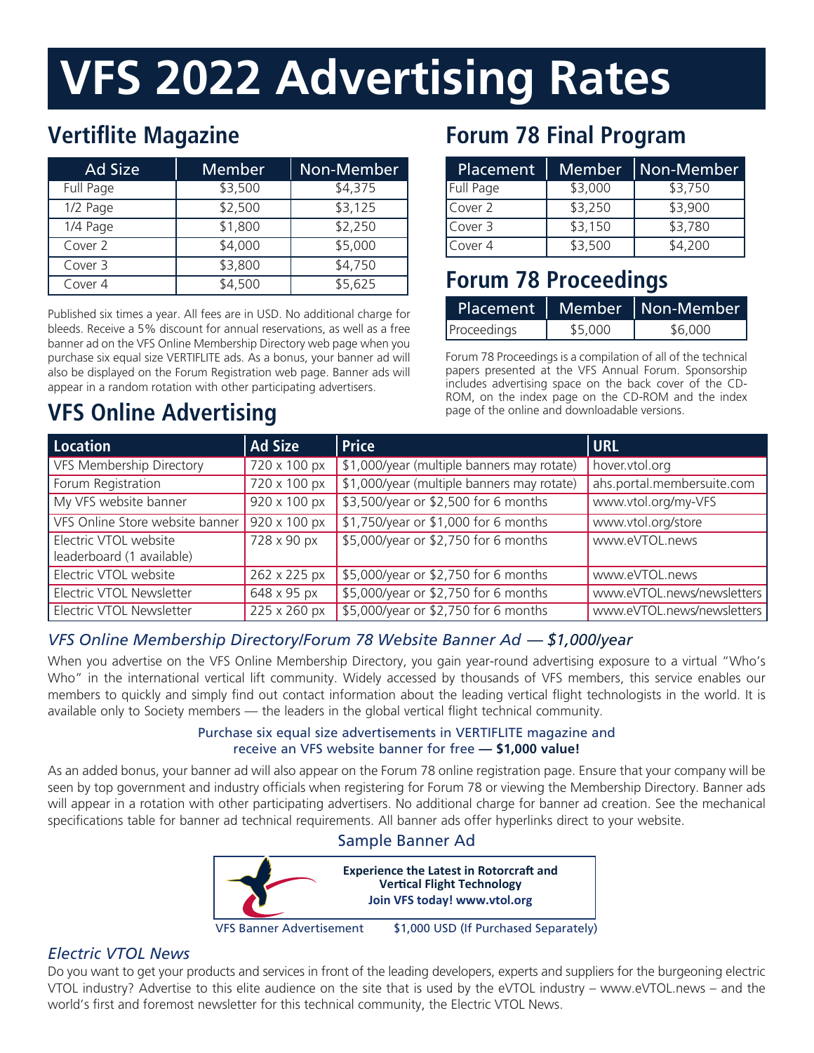# VFS 2022 Advertising Rates

## Vertiflite Magazine

| Ad Size | Member | Non-Member |
|---|---|---|
| Full Page | $3,500 | $4,375 |
| 1/2 Page | $2,500 | $3,125 |
| 1/4 Page | $1,800 | $2,250 |
| Cover 2 | $4,000 | $5,000 |
| Cover 3 | $3,800 | $4,750 |
| Cover 4 | $4,500 | $5,625 |

Published six times a year. All fees are in USD. No additional charge for bleeds. Receive a 5% discount for annual reservations, as well as a free banner ad on the VFS Online Membership Directory web page when you purchase six equal size VERTIFLITE ads. As a bonus, your banner ad will also be displayed on the Forum Registration web page. Banner ads will appear in a random rotation with other participating advertisers.

## Forum 78 Final Program

| Placement | Member | Non-Member |
|---|---|---|
| Full Page | $3,000 | $3,750 |
| Cover 2 | $3,250 | $3,900 |
| Cover 3 | $3,150 | $3,780 |
| Cover 4 | $3,500 | $4,200 |

## Forum 78 Proceedings

| Placement | Member | Non-Member |
|---|---|---|
| Proceedings | $5,000 | $6,000 |

Forum 78 Proceedings is a compilation of all of the technical papers presented at the VFS Annual Forum. Sponsorship includes advertising space on the back cover of the CD-ROM, on the index page on the CD-ROM and the index page of the online and downloadable versions.

## VFS Online Advertising

| Location | Ad Size | Price | URL |
|---|---|---|---|
| VFS Membership Directory | 720 x 100 px | $1,000/year (multiple banners may rotate) | hover.vtol.org |
| Forum Registration | 720 x 100 px | $1,000/year (multiple banners may rotate) | ahs.portal.membersuite.com |
| My VFS website banner | 920 x 100 px | $3,500/year or $2,500 for 6 months | www.vtol.org/my-VFS |
| VFS Online Store website banner | 920 x 100 px | $1,750/year or $1,000 for 6 months | www.vtol.org/store |
| Electric VTOL website leaderboard (1 available) | 728 x 90 px | $5,000/year or $2,750 for 6 months | www.eVTOL.news |
| Electric VTOL website | 262 x 225 px | $5,000/year or $2,750 for 6 months | www.eVTOL.news |
| Electric VTOL Newsletter | 648 x 95 px | $5,000/year or $2,750 for 6 months | www.eVTOL.news/newsletters |
| Electric VTOL Newsletter | 225 x 260 px | $5,000/year or $2,750 for 6 months | www.eVTOL.news/newsletters |

### *VFS Online Membership Directory/Forum 78 Website Banner Ad — $1,000/year*

When you advertise on the VFS Online Membership Directory, you gain year-round advertising exposure to a virtual "Who's Who" in the international vertical lift community. Widely accessed by thousands of VFS members, this service enables our members to quickly and simply find out contact information about the leading vertical flight technologists in the world. It is available only to Society members — the leaders in the global vertical flight technical community.

Purchase six equal size advertisements in VERTIFLITE magazine and receive an VFS website banner for free **— $1,000 value!**

As an added bonus, your banner ad will also appear on the Forum 78 online registration page. Ensure that your company will be seen by top government and industry officials when registering for Forum 78 or viewing the Membership Directory. Banner ads will appear in a rotation with other participating advertisers. No additional charge for banner ad creation. See the mechanical specifications table for banner ad technical requirements. All banner ads offer hyperlinks direct to your website.

Sample Banner Ad

**Experience the Latest in Rotorcraft and Vertical Flight Technology**
**Join VFS today! www.vtol.org**

VFS Banner Advertisement — $1,000 USD (If Purchased Separately)

### *Electric VTOL News*

Do you want to get your products and services in front of the leading developers, experts and suppliers for the burgeoning electric VTOL industry? Advertise to this elite audience on the site that is used by the eVTOL industry – www.eVTOL.news – and the world's first and foremost newsletter for this technical community, the Electric VTOL News.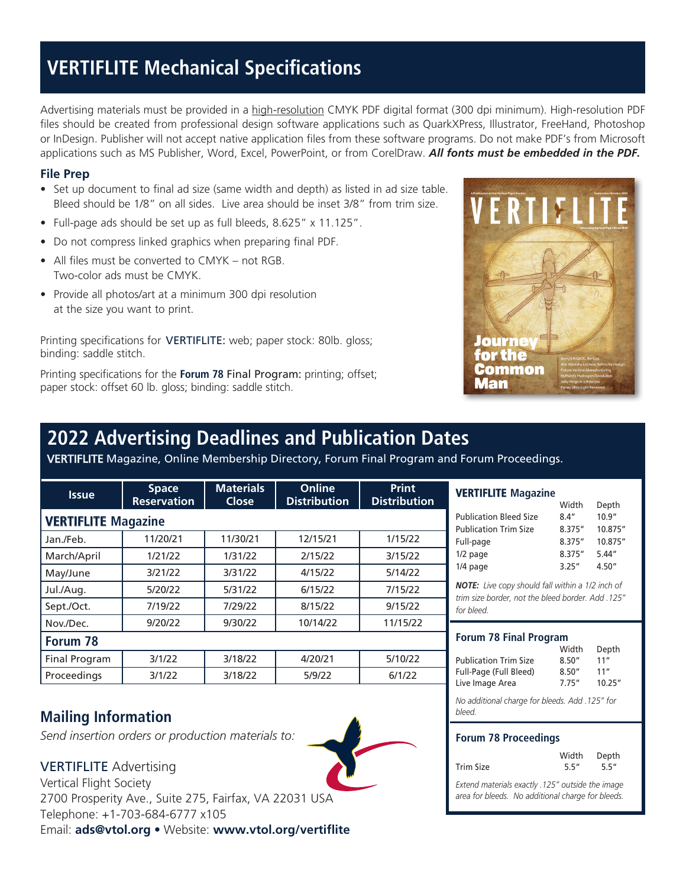# VERTIFLITE Mechanical Specifications

Advertising materials must be provided in a high-resolution CMYK PDF digital format (300 dpi minimum). High-resolution PDF files should be created from professional design software applications such as QuarkXPress, Illustrator, FreeHand, Photoshop or InDesign. Publisher will not accept native application files from these software programs. Do not make PDF's from Microsoft applications such as MS Publisher, Word, Excel, PowerPoint, or from CorelDraw. ***All fonts must be embedded in the PDF.***

### File Prep

- Set up document to final ad size (same width and depth) as listed in ad size table. Bleed should be 1/8" on all sides. Live area should be inset 3/8" from trim size.
- Full-page ads should be set up as full bleeds, 8.625" x 11.125".
- Do not compress linked graphics when preparing final PDF.
- All files must be converted to CMYK – not RGB. Two-color ads must be CMYK.
- Provide all photos/art at a minimum 300 dpi resolution at the size you want to print.

Printing specifications for **VERTIFLITE:** web; paper stock: 80lb. gloss; binding: saddle stitch.

Printing specifications for the **Forum 78** Final Program: printing; offset; paper stock: offset 60 lb. gloss; binding: saddle stitch.

# 2022 Advertising Deadlines and Publication Dates

**VERTIFLITE** Magazine, Online Membership Directory, Forum Final Program and Forum Proceedings.

| Issue | Space Reservation | Materials Close | Online Distribution | Print Distribution |
|---|---|---|---|---|
| **VERTIFLITE Magazine** | | | | |
| Jan./Feb. | 11/20/21 | 11/30/21 | 12/15/21 | 1/15/22 |
| March/April | 1/21/22 | 1/31/22 | 2/15/22 | 3/15/22 |
| May/June | 3/21/22 | 3/31/22 | 4/15/22 | 5/14/22 |
| Jul./Aug. | 5/20/22 | 5/31/22 | 6/15/22 | 7/15/22 |
| Sept./Oct. | 7/19/22 | 7/29/22 | 8/15/22 | 9/15/22 |
| Nov./Dec. | 9/20/22 | 9/30/22 | 10/14/22 | 11/15/22 |
| **Forum 78** | | | | |
| Final Program | 3/1/22 | 3/18/22 | 4/20/21 | 5/10/22 |
| Proceedings | 3/1/22 | 3/18/22 | 5/9/22 | 6/1/22 |

### VERTIFLITE Magazine

| | Width | Depth |
|---|---|---|
| Publication Bleed Size | 8.4" | 10.9" |
| Publication Trim Size | 8.375" | 10.875" |
| Full-page | 8.375" | 10.875" |
| 1/2 page | 8.375" | 5.44" |
| 1/4 page | 3.25" | 4.50" |

***NOTE:*** *Live copy should fall within a 1/2 inch of trim size border, not the bleed border. Add .125" for bleed.*

### Forum 78 Final Program

| | Width | Depth |
|---|---|---|
| Publication Trim Size | 8.50" | 11" |
| Full-Page (Full Bleed) | 8.50" | 11" |
| Live Image Area | 7.75" | 10.25" |

*No additional charge for bleeds. Add .125" for bleed.*

### Forum 78 Proceedings

| | Width | Depth |
|---|---|---|
| Trim Size | 5.5" | 5.5" |

*Extend materials exactly .125" outside the image area for bleeds. No additional charge for bleeds.*

## Mailing Information

*Send insertion orders or production materials to:*

VERTIFLITE Advertising
Vertical Flight Society
2700 Prosperity Ave., Suite 275, Fairfax, VA 22031 USA
Telephone: +1-703-684-6777 x105
Email: **ads@vtol.org** • Website: **www.vtol.org/vertiflite**